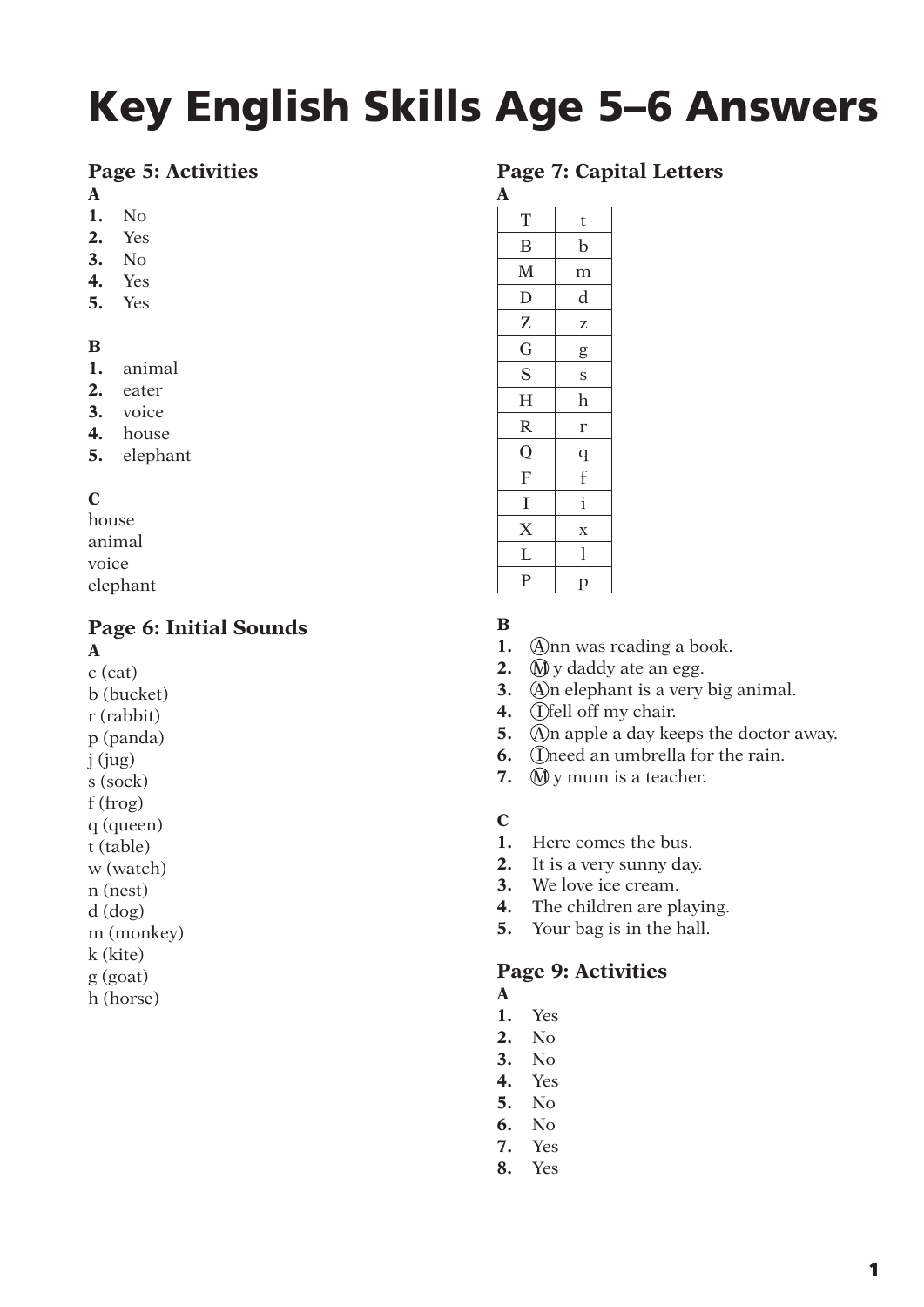# Key English Skills Age 5–6 Answers

## Page 5: Activities

**A**

1. No
2. Yes
3. No
4. Yes
5. Yes

**B**

1. animal
2. eater
3. voice
4. house
5. elephant

**C**

house
animal
voice
elephant

## Page 6: Initial Sounds

**A**

c (cat)
b (bucket)
r (rabbit)
p (panda)
j (jug)
s (sock)
f (frog)
q (queen)
t (table)
w (watch)
n (nest)
d (dog)
m (monkey)
k (kite)
g (goat)
h (horse)

## Page 7: Capital Letters

**A**

| T | t |
|---|---|
| B | b |
| M | m |
| D | d |
| Z | z |
| G | g |
| S | s |
| H | h |
| R | r |
| Q | q |
| F | f |
| I | i |
| X | x |
| L | l |
| P | p |

**B**

1. Ⓐnn was reading a book.
2. Ⓜy daddy ate an egg.
3. Ⓐn elephant is a very big animal.
4. Ⓘ fell off my chair.
5. Ⓐn apple a day keeps the doctor away.
6. Ⓘ need an umbrella for the rain.
7. Ⓜy mum is a teacher.

**C**

1. Here comes the bus.
2. It is a very sunny day.
3. We love ice cream.
4. The children are playing.
5. Your bag is in the hall.

## Page 9: Activities

**A**

1. Yes
2. No
3. No
4. Yes
5. No
6. No
7. Yes
8. Yes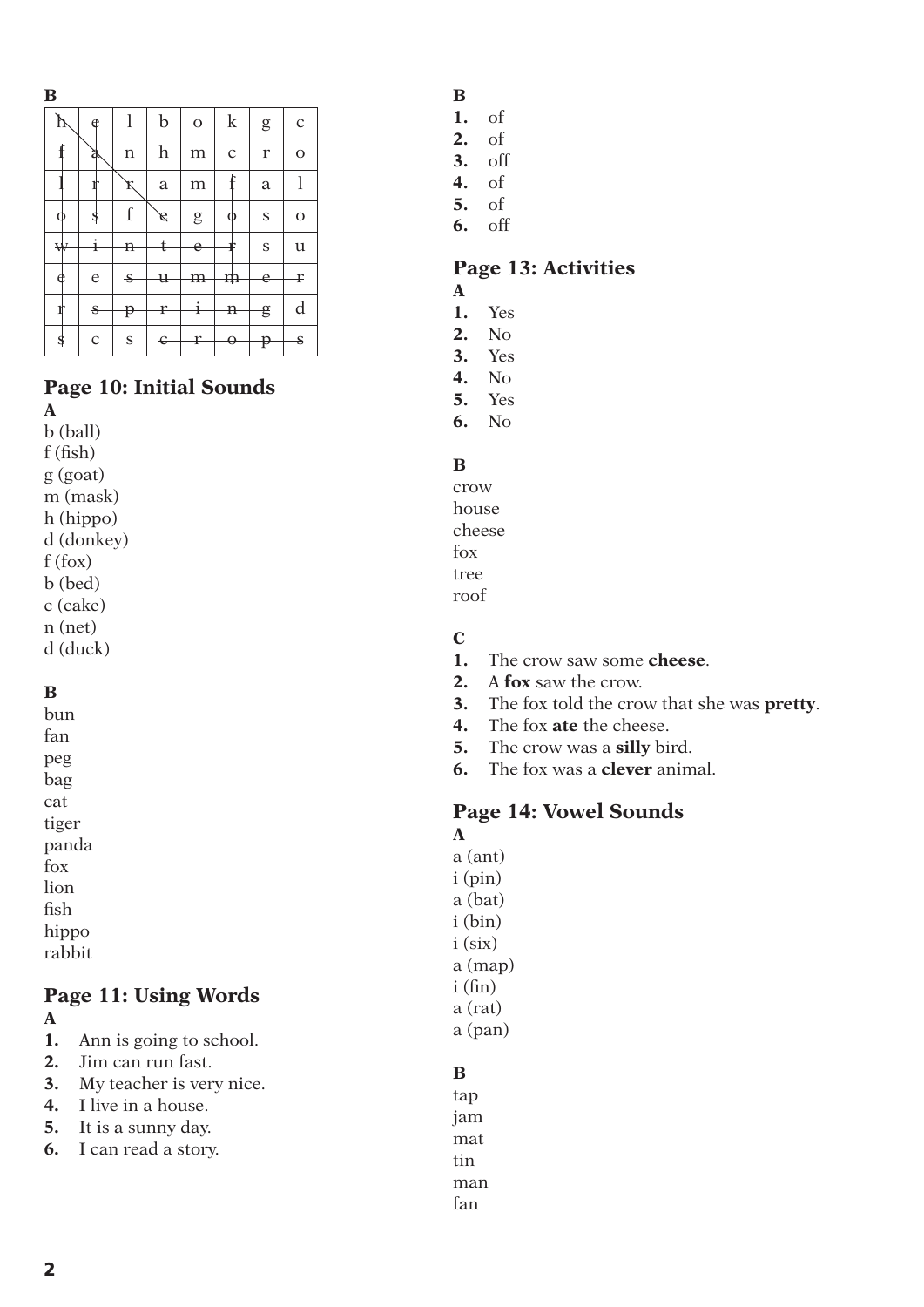**B**

| h | e | l | b | o | k | g | c |
|---|---|---|---|---|---|---|---|
| f | a | n | h | m | c | r | o |
| l | r | r | a | m | f | a | l |
| o | s | f | e | g | o | s | o |
| w | i | n | t | e | r | s | u |
| e | e | s | u | m | m | e | r |
| r | s | p | r | i | n | g | d |
| s | c | s | c | r | o | p | s |

## Page 10: Initial Sounds

**A**

b (ball)
f (fish)
g (goat)
m (mask)
h (hippo)
d (donkey)
f (fox)
b (bed)
c (cake)
n (net)
d (duck)

**B**

bun
fan
peg
bag
cat
tiger
panda
fox
lion
fish
hippo
rabbit

## Page 11: Using Words

**A**

1. Ann is going to school.
2. Jim can run fast.
3. My teacher is very nice.
4. I live in a house.
5. It is a sunny day.
6. I can read a story.

**B**

1. of
2. of
3. off
4. of
5. of
6. off

## Page 13: Activities

**A**

1. Yes
2. No
3. Yes
4. No
5. Yes
6. No

**B**

crow
house
cheese
fox
tree
roof

**C**

1. The crow saw some **cheese**.
2. A **fox** saw the crow.
3. The fox told the crow that she was **pretty**.
4. The fox **ate** the cheese.
5. The crow was a **silly** bird.
6. The fox was a **clever** animal.

## Page 14: Vowel Sounds

**A**

a (ant)
i (pin)
a (bat)
i (bin)
i (six)
a (map)
i (fin)
a (rat)
a (pan)

**B**

tap
jam
mat
tin
man
fan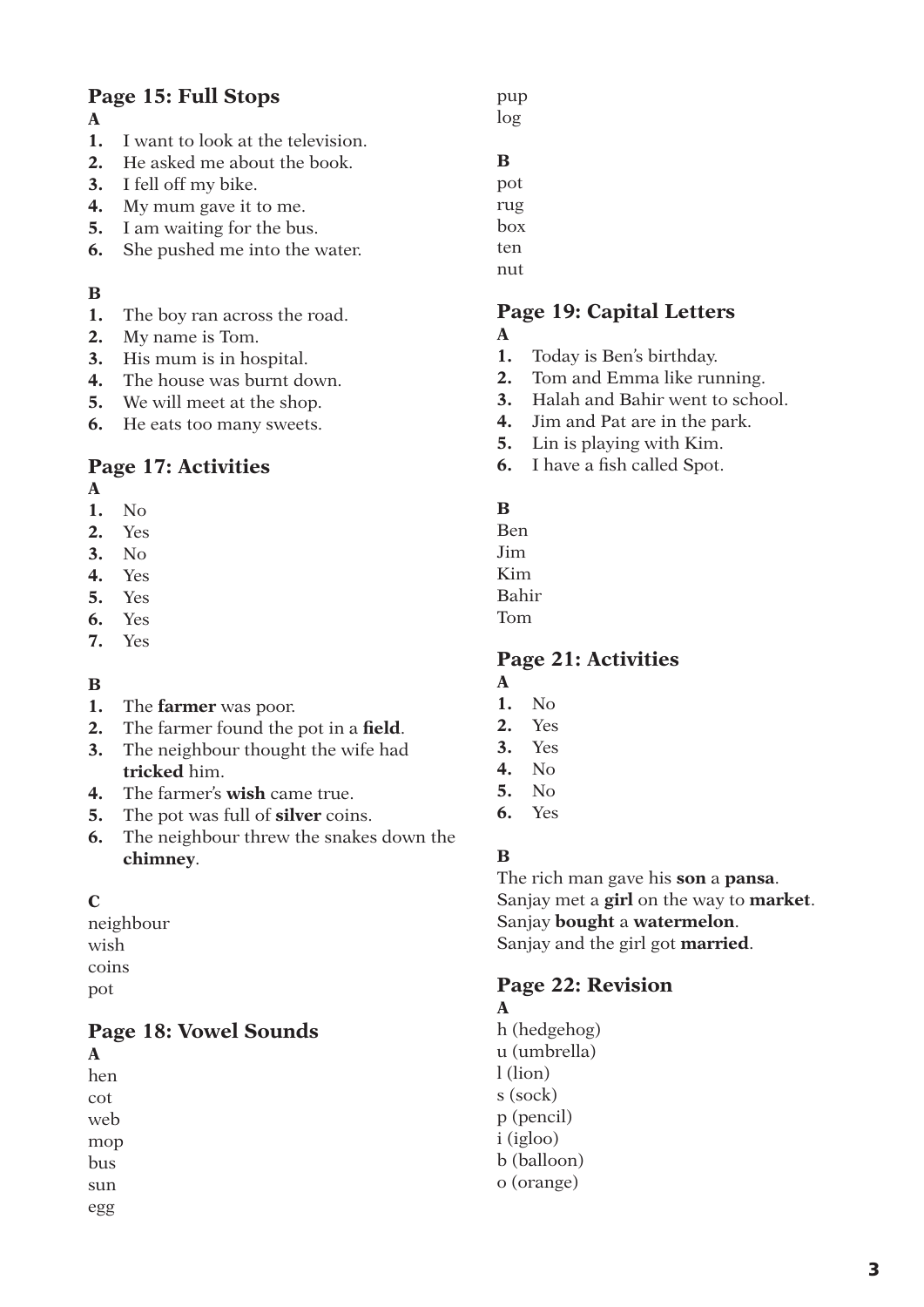## Page 15: Full Stops

**A**

1. I want to look at the television.
2. He asked me about the book.
3. I fell off my bike.
4. My mum gave it to me.
5. I am waiting for the bus.
6. She pushed me into the water.

**B**

1. The boy ran across the road.
2. My name is Tom.
3. His mum is in hospital.
4. The house was burnt down.
5. We will meet at the shop.
6. He eats too many sweets.

## Page 17: Activities

**A**

1. No
2. Yes
3. No
4. Yes
5. Yes
6. Yes
7. Yes

**B**

1. The **farmer** was poor.
2. The farmer found the pot in a **field**.
3. The neighbour thought the wife had **tricked** him.
4. The farmer's **wish** came true.
5. The pot was full of **silver** coins.
6. The neighbour threw the snakes down the **chimney**.

**C**

neighbour
wish
coins
pot

## Page 18: Vowel Sounds

**A**

hen
cot
web
mop
bus
sun
egg
pup
log

**B**

pot
rug
box
ten
nut

## Page 19: Capital Letters

**A**

1. Today is Ben's birthday.
2. Tom and Emma like running.
3. Halah and Bahir went to school.
4. Jim and Pat are in the park.
5. Lin is playing with Kim.
6. I have a fish called Spot.

**B**

Ben
Jim
Kim
Bahir
Tom

## Page 21: Activities

**A**

1. No
2. Yes
3. Yes
4. No
5. No
6. Yes

**B**

The rich man gave his **son** a **pansa**.
Sanjay met a **girl** on the way to **market**.
Sanjay **bought** a **watermelon**.
Sanjay and the girl got **married**.

## Page 22: Revision

**A**

h (hedgehog)
u (umbrella)
l (lion)
s (sock)
p (pencil)
i (igloo)
b (balloon)
o (orange)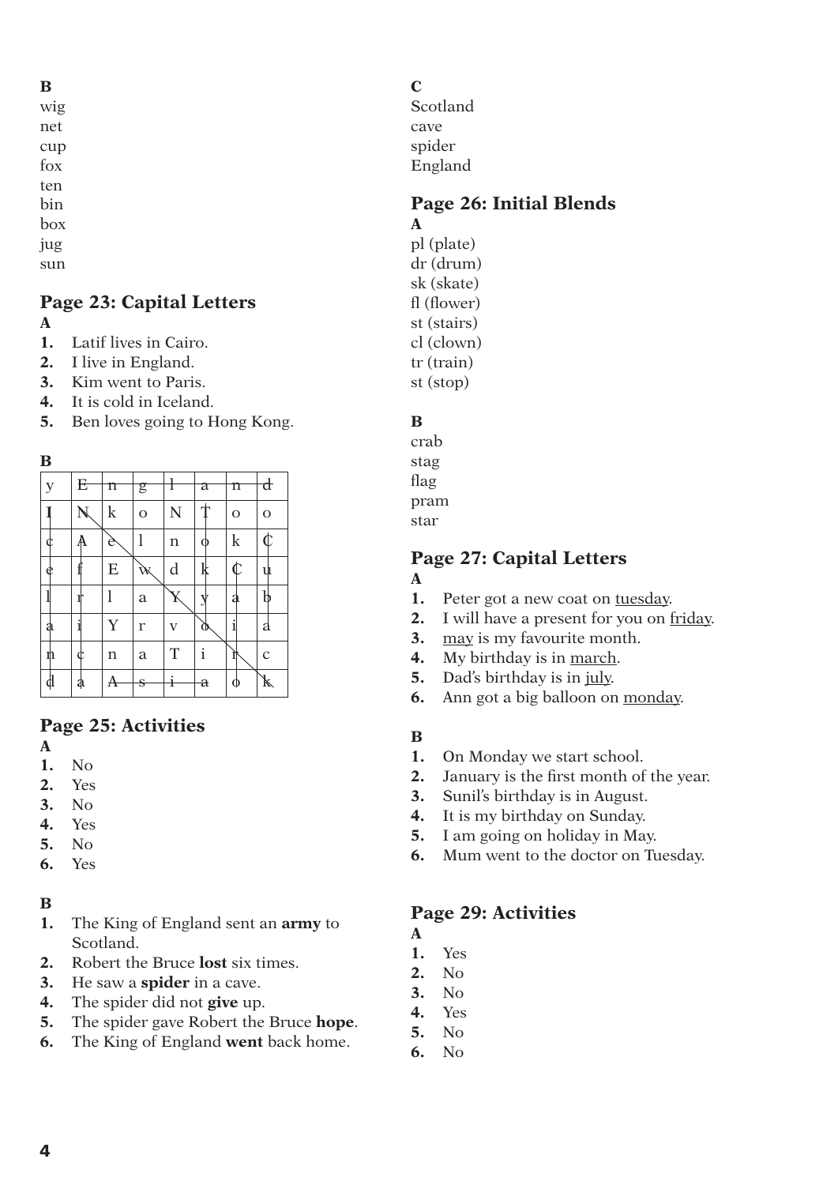**B**

wig
net
cup
fox
ten
bin
box
jug
sun

## Page 23: Capital Letters

**A**

1. Latif lives in Cairo.
2. I live in England.
3. Kim went to Paris.
4. It is cold in Iceland.
5. Ben loves going to Hong Kong.

**B**

| y | E | n | g | l | a | n | d |
|---|---|---|---|---|---|---|---|
| I | N | k | o | N | T | o | o |
| c | A | e | l | n | o | k | C |
| e | f | E | w | d | k | C | u |
| l | r | l | a | Y | y | a | b |
| a | i | Y | r | v | o | i | a |
| n | c | n | a | T | i | r | c |
| d | a | A | s | i | a | o | k |

## Page 25: Activities

**A**

1. No
2. Yes
3. No
4. Yes
5. No
6. Yes

**B**

1. The King of England sent an **army** to Scotland.
2. Robert the Bruce **lost** six times.
3. He saw a **spider** in a cave.
4. The spider did not **give** up.
5. The spider gave Robert the Bruce **hope**.
6. The King of England **went** back home.

**C**

Scotland
cave
spider
England

## Page 26: Initial Blends

**A**

pl (plate)
dr (drum)
sk (skate)
fl (flower)
st (stairs)
cl (clown)
tr (train)
st (stop)

**B**

crab
stag
flag
pram
star

## Page 27: Capital Letters

**A**

1. Peter got a new coat on <u>tuesday</u>.
2. I will have a present for you on <u>friday</u>.
3. <u>may</u> is my favourite month.
4. My birthday is in <u>march</u>.
5. Dad's birthday is in <u>july</u>.
6. Ann got a big balloon on <u>monday</u>.

**B**

1. On Monday we start school.
2. January is the first month of the year.
3. Sunil's birthday is in August.
4. It is my birthday on Sunday.
5. I am going on holiday in May.
6. Mum went to the doctor on Tuesday.

## Page 29: Activities

**A**

1. Yes
2. No
3. No
4. Yes
5. No
6. No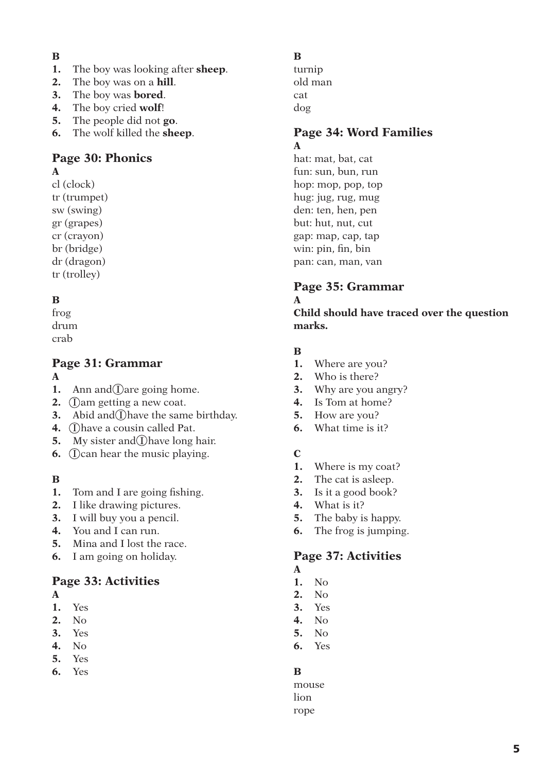**B**

1. The boy was looking after **sheep**.
2. The boy was on a **hill**.
3. The boy was **bored**.
4. The boy cried **wolf**!
5. The people did not **go**.
6. The wolf killed the **sheep**.

## Page 30: Phonics

**A**

cl (clock)
tr (trumpet)
sw (swing)
gr (grapes)
cr (crayon)
br (bridge)
dr (dragon)
tr (trolley)

**B**

frog
drum
crab

## Page 31: Grammar

**A**

1. Ann and Ⓘ are going home.
2. Ⓘ am getting a new coat.
3. Abid and Ⓘ have the same birthday.
4. Ⓘ have a cousin called Pat.
5. My sister and Ⓘ have long hair.
6. Ⓘ can hear the music playing.

**B**

1. Tom and I are going fishing.
2. I like drawing pictures.
3. I will buy you a pencil.
4. You and I can run.
5. Mina and I lost the race.
6. I am going on holiday.

## Page 33: Activities

**A**

1. Yes
2. No
3. Yes
4. No
5. Yes
6. Yes

**B**

turnip
old man
cat
dog

## Page 34: Word Families

**A**

hat: mat, bat, cat
fun: sun, bun, run
hop: mop, pop, top
hug: jug, rug, mug
den: ten, hen, pen
but: hut, nut, cut
gap: map, cap, tap
win: pin, fin, bin
pan: can, man, van

## Page 35: Grammar

**A**

**Child should have traced over the question marks.**

**B**

1. Where are you?
2. Who is there?
3. Why are you angry?
4. Is Tom at home?
5. How are you?
6. What time is it?

**C**

1. Where is my coat?
2. The cat is asleep.
3. Is it a good book?
4. What is it?
5. The baby is happy.
6. The frog is jumping.

## Page 37: Activities

**A**

1. No
2. No
3. Yes
4. No
5. No
6. Yes

**B**

mouse
lion
rope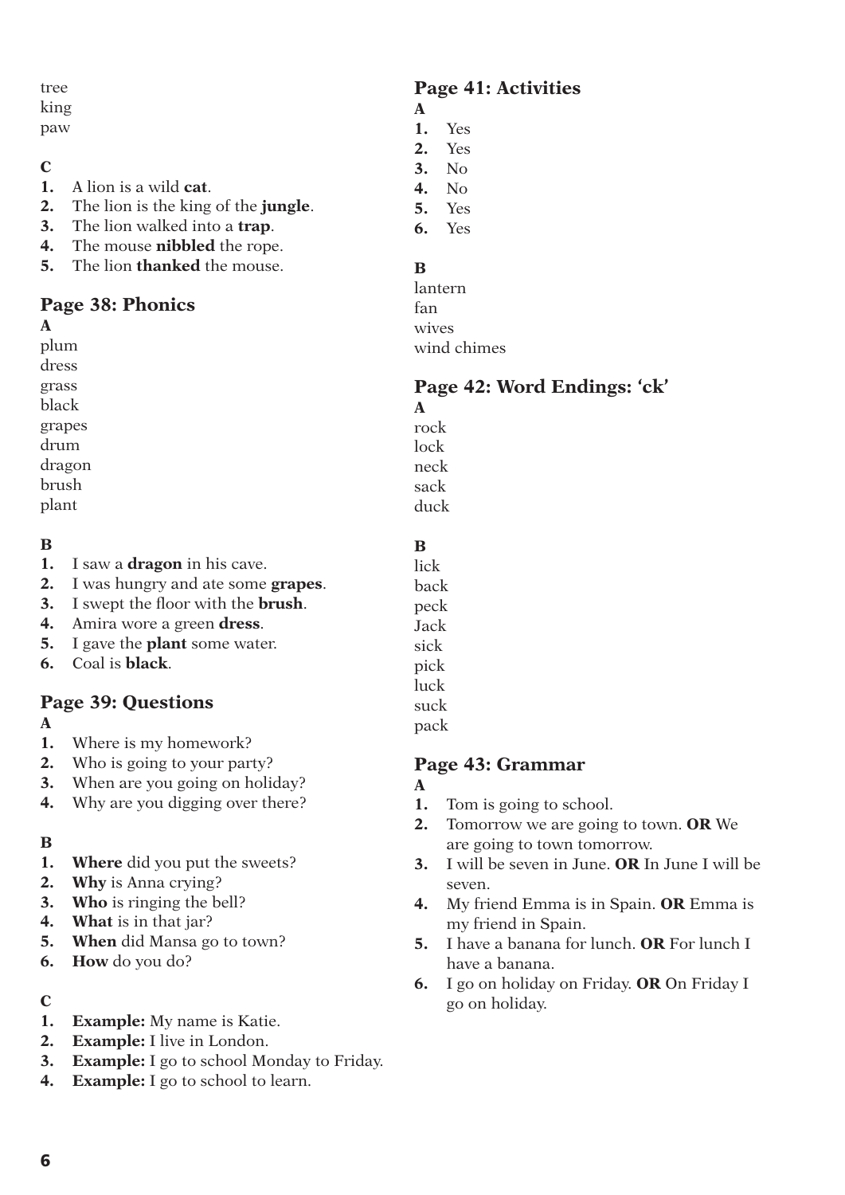tree
king
paw

**C**

1. A lion is a wild **cat**.
2. The lion is the king of the **jungle**.
3. The lion walked into a **trap**.
4. The mouse **nibbled** the rope.
5. The lion **thanked** the mouse.

## Page 38: Phonics

**A**

plum
dress
grass
black
grapes
drum
dragon
brush
plant

**B**

1. I saw a **dragon** in his cave.
2. I was hungry and ate some **grapes**.
3. I swept the floor with the **brush**.
4. Amira wore a green **dress**.
5. I gave the **plant** some water.
6. Coal is **black**.

## Page 39: Questions

**A**

1. Where is my homework?
2. Who is going to your party?
3. When are you going on holiday?
4. Why are you digging over there?

**B**

1. **Where** did you put the sweets?
2. **Why** is Anna crying?
3. **Who** is ringing the bell?
4. **What** is in that jar?
5. **When** did Mansa go to town?
6. **How** do you do?

**C**

1. **Example:** My name is Katie.
2. **Example:** I live in London.
3. **Example:** I go to school Monday to Friday.
4. **Example:** I go to school to learn.

## Page 41: Activities

**A**

1. Yes
2. Yes
3. No
4. No
5. Yes
6. Yes

**B**

lantern
fan
wives
wind chimes

## Page 42: Word Endings: 'ck'

**A**

rock
lock
neck
sack
duck

**B**

lick
back
peck
Jack
sick
pick
luck
suck
pack

## Page 43: Grammar

**A**

1. Tom is going to school.
2. Tomorrow we are going to town. **OR** We are going to town tomorrow.
3. I will be seven in June. **OR** In June I will be seven.
4. My friend Emma is in Spain. **OR** Emma is my friend in Spain.
5. I have a banana for lunch. **OR** For lunch I have a banana.
6. I go on holiday on Friday. **OR** On Friday I go on holiday.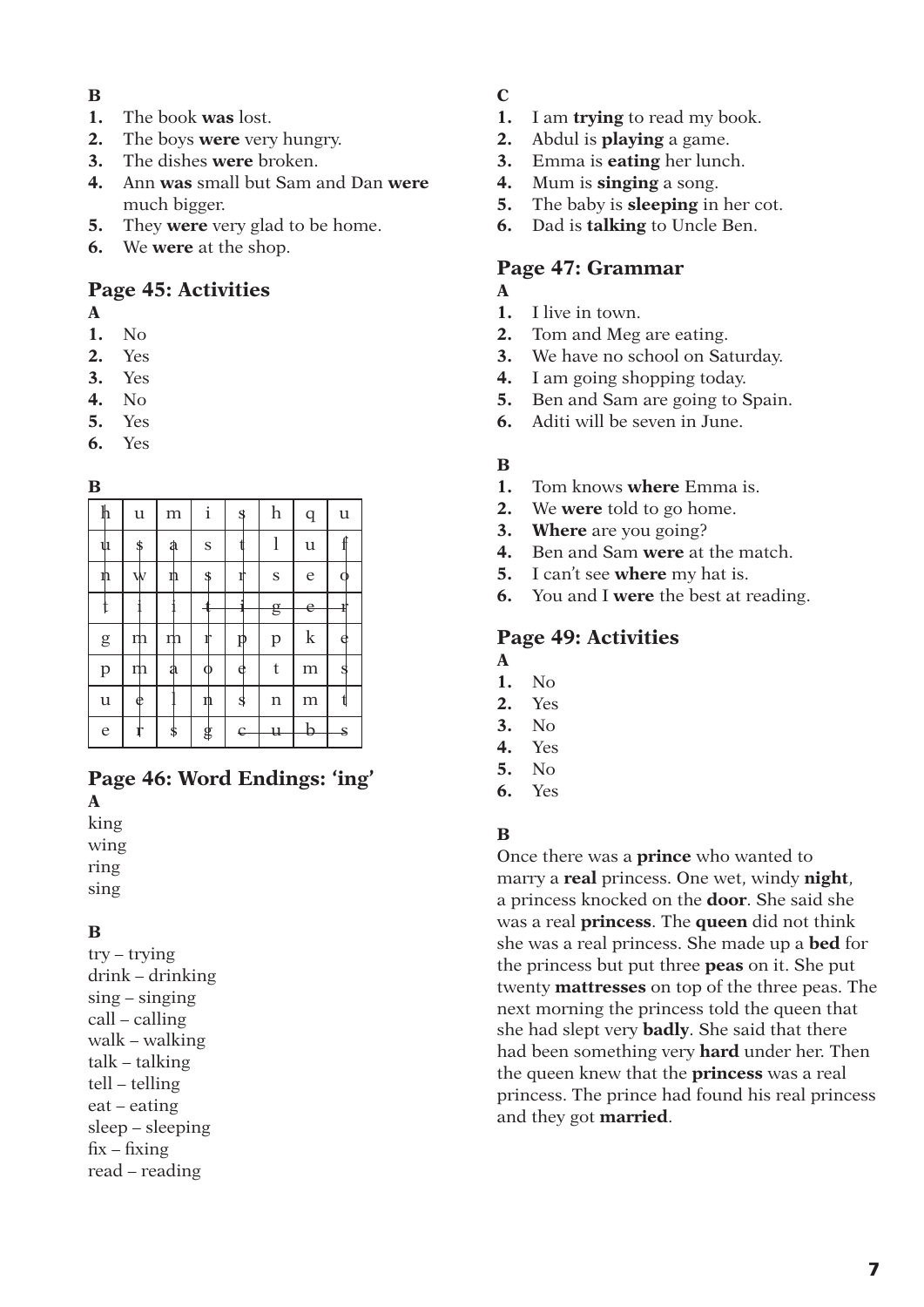**B**

1. The book **was** lost.
2. The boys **were** very hungry.
3. The dishes **were** broken.
4. Ann **was** small but Sam and Dan **were** much bigger.
5. They **were** very glad to be home.
6. We **were** at the shop.

## Page 45: Activities

**A**

1. No
2. Yes
3. Yes
4. No
5. Yes
6. Yes

**B**

| h | u | m | i | s | h | q | u |
|---|---|---|---|---|---|---|---|
| u | s | a | s | t | l | u | f |
| n | w | n | s | r | s | e | o |
| t | i | i | t | i | g | e | r |
| g | m | m | r | p | p | k | e |
| p | m | a | o | e | t | m | s |
| u | e | l | n | s | n | m | t |
| e | r | s | g | c | u | b | s |

## Page 46: Word Endings: 'ing'

**A**

king
wing
ring
sing

**B**

try – trying
drink – drinking
sing – singing
call – calling
walk – walking
talk – talking
tell – telling
eat – eating
sleep – sleeping
fix – fixing
read – reading

**C**

1. I am **trying** to read my book.
2. Abdul is **playing** a game.
3. Emma is **eating** her lunch.
4. Mum is **singing** a song.
5. The baby is **sleeping** in her cot.
6. Dad is **talking** to Uncle Ben.

## Page 47: Grammar

**A**

1. I live in town.
2. Tom and Meg are eating.
3. We have no school on Saturday.
4. I am going shopping today.
5. Ben and Sam are going to Spain.
6. Aditi will be seven in June.

**B**

1. Tom knows **where** Emma is.
2. We **were** told to go home.
3. **Where** are you going?
4. Ben and Sam **were** at the match.
5. I can't see **where** my hat is.
6. You and I **were** the best at reading.

## Page 49: Activities

**A**

1. No
2. Yes
3. No
4. Yes
5. No
6. Yes

**B**

Once there was a **prince** who wanted to marry a **real** princess. One wet, windy **night**, a princess knocked on the **door**. She said she was a real **princess**. The **queen** did not think she was a real princess. She made up a **bed** for the princess but put three **peas** on it. She put twenty **mattresses** on top of the three peas. The next morning the princess told the queen that she had slept very **badly**. She said that there had been something very **hard** under her. Then the queen knew that the **princess** was a real princess. The prince had found his real princess and they got **married**.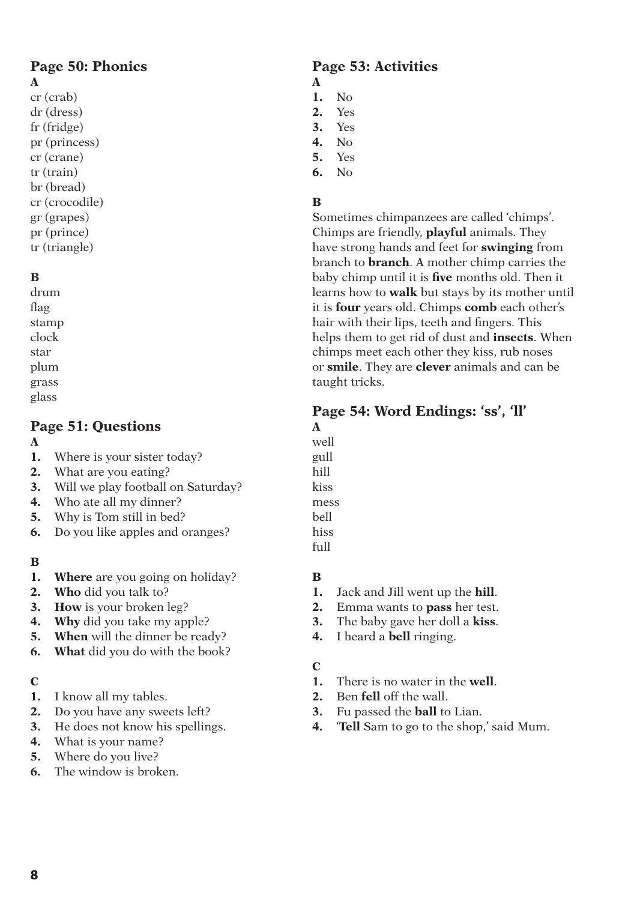## Page 50: Phonics

**A**

cr (crab)
dr (dress)
fr (fridge)
pr (princess)
cr (crane)
tr (train)
br (bread)
cr (crocodile)
gr (grapes)
pr (prince)
tr (triangle)

**B**

drum
flag
stamp
clock
star
plum
grass
glass

## Page 51: Questions

**A**

1. Where is your sister today?
2. What are you eating?
3. Will we play football on Saturday?
4. Who ate all my dinner?
5. Why is Tom still in bed?
6. Do you like apples and oranges?

**B**

1. **Where** are you going on holiday?
2. **Who** did you talk to?
3. **How** is your broken leg?
4. **Why** did you take my apple?
5. **When** will the dinner be ready?
6. **What** did you do with the book?

**C**

1. I know all my tables.
2. Do you have any sweets left?
3. He does not know his spellings.
4. What is your name?
5. Where do you live?
6. The window is broken.

## Page 53: Activities

**A**

1. No
2. Yes
3. Yes
4. No
5. Yes
6. No

**B**

Sometimes chimpanzees are called 'chimps'. Chimps are friendly, **playful** animals. They have strong hands and feet for **swinging** from branch to **branch**. A mother chimp carries the baby chimp until it is **five** months old. Then it learns how to **walk** but stays by its mother until it is **four** years old. Chimps **comb** each other's hair with their lips, teeth and fingers. This helps them to get rid of dust and **insects**. When chimps meet each other they kiss, rub noses or **smile**. They are **clever** animals and can be taught tricks.

## Page 54: Word Endings: 'ss', 'll'

**A**

well
gull
hill
kiss
mess
bell
hiss
full

**B**

1. Jack and Jill went up the **hill**.
2. Emma wants to **pass** her test.
3. The baby gave her doll a **kiss**.
4. I heard a **bell** ringing.

**C**

1. There is no water in the **well**.
2. Ben **fell** off the wall.
3. Fu passed the **ball** to Lian.
4. '**Tell** Sam to go to the shop,' said Mum.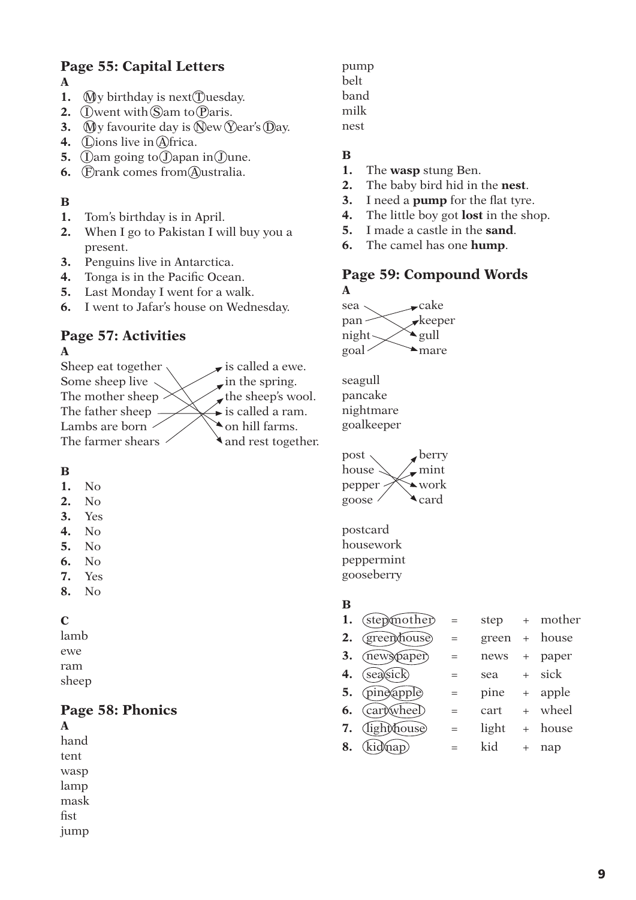## Page 55: Capital Letters

**A**

1. (M)y birthday is next (T)uesday.
2. (I) went with (S)am to (P)aris.
3. (M)y favourite day is (N)ew (Y)ear's (D)ay.
4. (L)ions live in (A)frica.
5. (I) am going to (J)apan in (J)une.
6. (F)rank comes from (A)ustralia.

**B**

1. Tom's birthday is in April.
2. When I go to Pakistan I will buy you a present.
3. Penguins live in Antarctica.
4. Tonga is in the Pacific Ocean.
5. Last Monday I went for a walk.
6. I went to Jafar's house on Wednesday.

## Page 57: Activities

**A**

| | |
|---|---|
| Sheep eat together | and rest together. |
| Some sheep live | on hill farms. |
| The mother sheep | is called a ewe. |
| The father sheep | is called a ram. |
| Lambs are born | in the spring. |
| The farmer shears | the sheep's wool. |

**B**

1. No
2. No
3. Yes
4. No
5. No
6. No
7. Yes
8. No

**C**

lamb
ewe
ram
sheep

## Page 58: Phonics

**A**

hand
tent
wasp
lamp
mask
fist
jump
pump
belt
band
milk
nest

**B**

1. The **wasp** stung Ben.
2. The baby bird hid in the **nest**.
3. I need a **pump** for the flat tyre.
4. The little boy got **lost** in the shop.
5. I made a castle in the **sand**.
6. The camel has one **hump**.

## Page 59: Compound Words

**A**

| | |
|---|---|
| sea | gull |
| pan | cake |
| night | mare |
| goal | keeper |

seagull
pancake
nightmare
goalkeeper

| | |
|---|---|
| post | card |
| house | work |
| pepper | mint |
| goose | berry |

postcard
housework
peppermint
gooseberry

**B**

| | | | | | |
|---|---|---|---|---|---|
| 1. | (step)(mother) | = | step | + | mother |
| 2. | (green)(house) | = | green | + | house |
| 3. | (news)(paper) | = | news | + | paper |
| 4. | (sea)(sick) | = | sea | + | sick |
| 5. | (pine)(apple) | = | pine | + | apple |
| 6. | (cart)(wheel) | = | cart | + | wheel |
| 7. | (light)(house) | = | light | + | house |
| 8. | (kid)(nap) | = | kid | + | nap |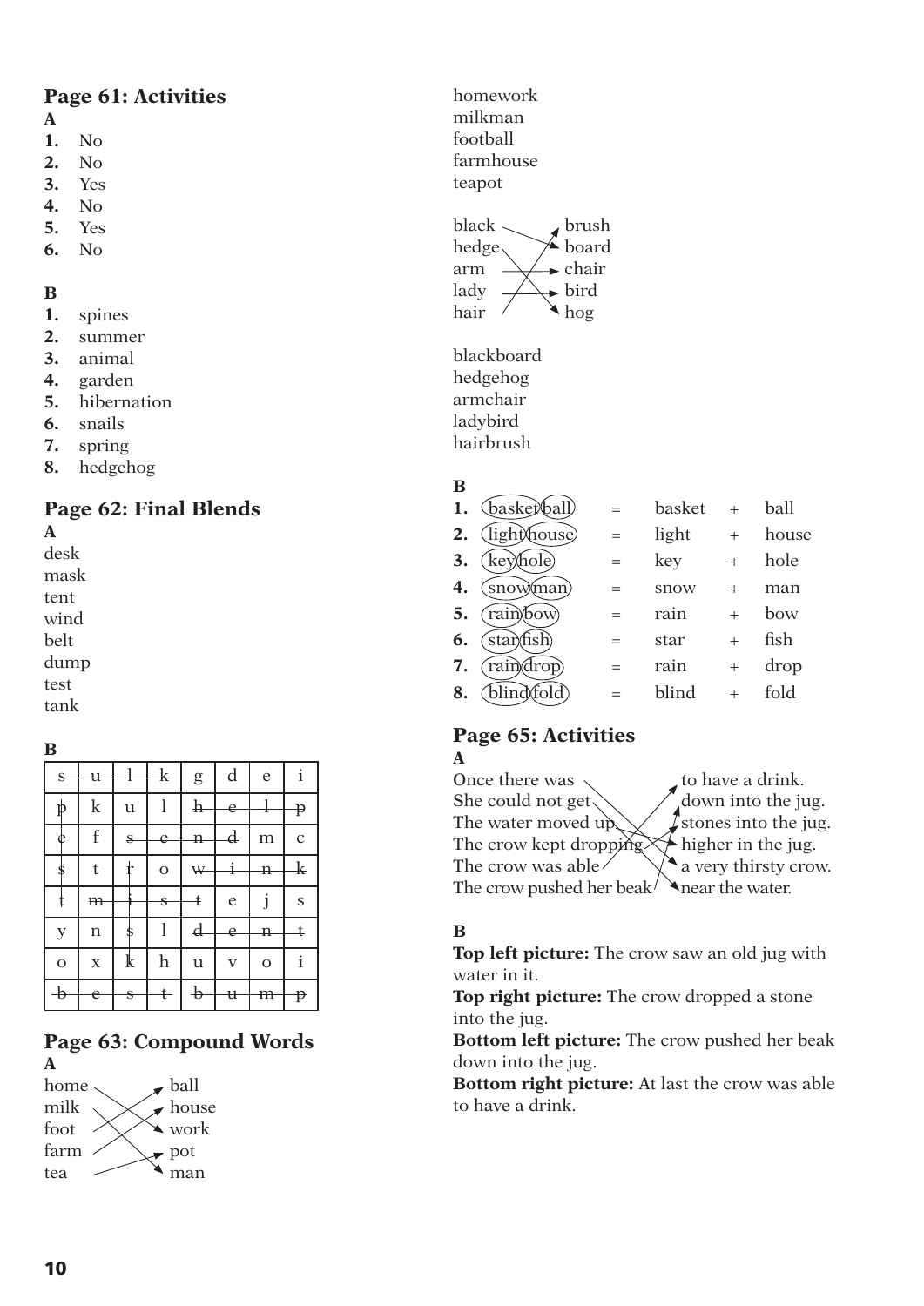## Page 61: Activities

**A**

1. No
2. No
3. Yes
4. No
5. Yes
6. No

**B**

1. spines
2. summer
3. animal
4. garden
5. hibernation
6. snails
7. spring
8. hedgehog

## Page 62: Final Blends

**A**

desk
mask
tent
wind
belt
dump
test
tank

**B**

| s | u | l | k | g | d | e | i |
|---|---|---|---|---|---|---|---|
| p | k | u | l | h | e | l | p |
| e | f | s | e | n | d | m | c |
| s | t | r | o | w | i | n | k |
| t | m | i | s | t | e | j | s |
| y | n | s | l | d | e | n | t |
| o | x | k | h | u | v | o | i |
| b | e | s | t | b | u | m | p |

## Page 63: Compound Words

**A**

home → work
milk → man
foot → ball
farm → house
tea → pot

homework
milkman
football
farmhouse
teapot

black → board
hedge → hog
arm → chair
lady → bird
hair → brush

blackboard
hedgehog
armchair
ladybird
hairbrush

**B**

1. basketball = basket + ball
2. lighthouse = light + house
3. keyhole = key + hole
4. snowman = snow + man
5. rainbow = rain + bow
6. starfish = star + fish
7. raindrop = rain + drop
8. blindfold = blind + fold

## Page 65: Activities

**A**

Once there was → a very thirsty crow.
She could not get → near the water.
The water moved up → higher in the jug.
The crow kept dropping → stones into the jug.
The crow was able → to have a drink.
The crow pushed her beak → down into the jug.

**B**

**Top left picture:** The crow saw an old jug with water in it.
**Top right picture:** The crow dropped a stone into the jug.
**Bottom left picture:** The crow pushed her beak down into the jug.
**Bottom right picture:** At last the crow was able to have a drink.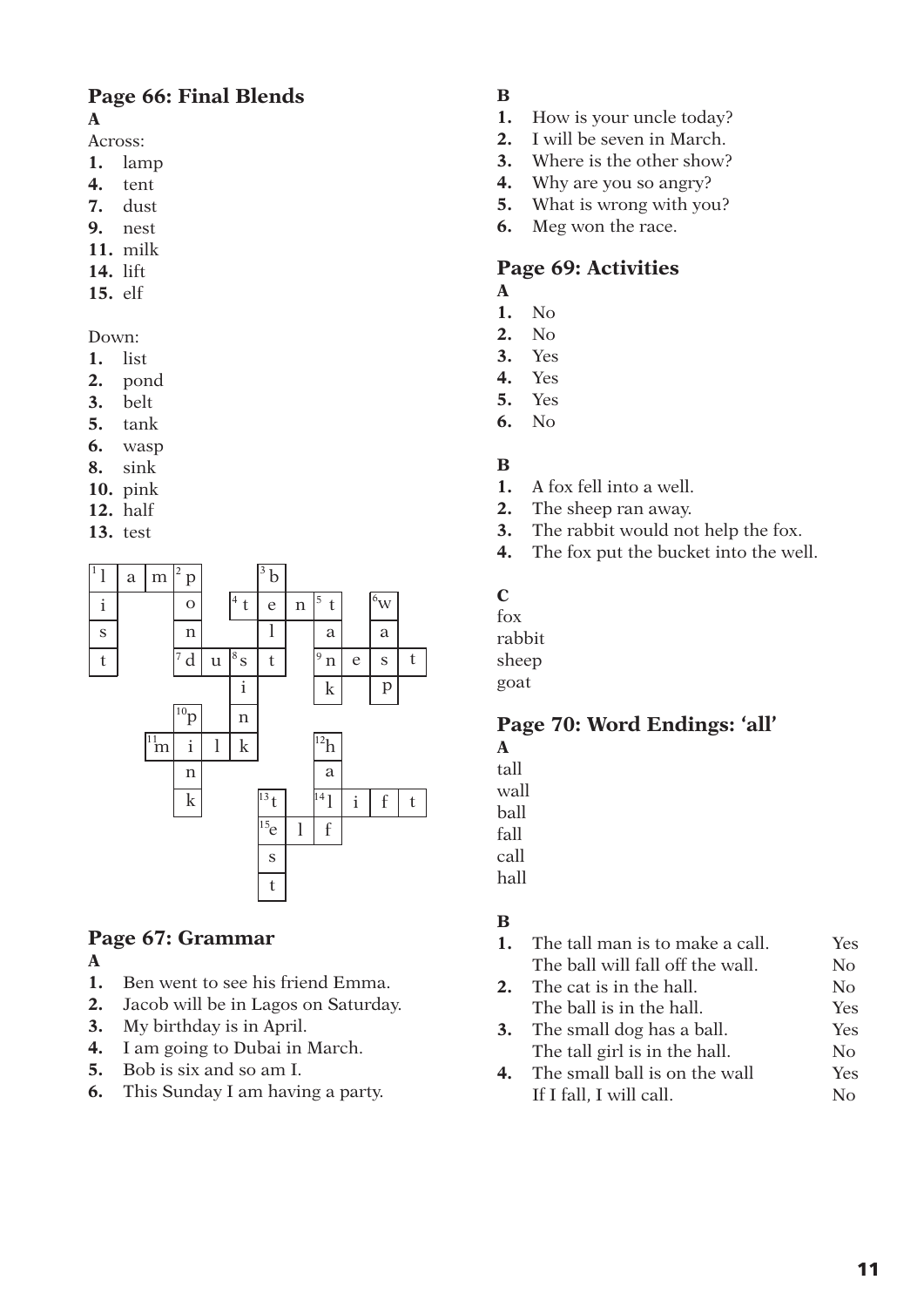## Page 66: Final Blends

**A**

Across:

1. lamp
4. tent
7. dust
9. nest
11. milk
14. lift
15. elf

Down:

1. list
2. pond
3. belt
5. tank
6. wasp
8. sink
10. pink
12. half
13. test

| [1] l | a | m | [2] p | | | [3] b | | | | | |
|---|---|---|---|---|---|---|---|---|---|---|---|
| i | | | o | | [4] t | e | n | [5] t | | [6] w | |
| s | | | n | | | l | | a | | a | |
| t | | | [7] d | u | [8] s | t | | [9] n | e | s | t |
| | | | | | i | | | k | | p | |
| | | | [10] p | | n | | | | | | |
| | | [11] m | i | l | k | | | [12] h | | | |
| | | | n | | | | | a | | | |
| | | | k | | | [13] t | | [14] l | i | f | t |
| | | | | | | [15] e | l | f | | | |
| | | | | | | s | | | | | |
| | | | | | | t | | | | | |

## Page 67: Grammar

**A**

1. Ben went to see his friend Emma.
2. Jacob will be in Lagos on Saturday.
3. My birthday is in April.
4. I am going to Dubai in March.
5. Bob is six and so am I.
6. This Sunday I am having a party.

**B**

1. How is your uncle today?
2. I will be seven in March.
3. Where is the other show?
4. Why are you so angry?
5. What is wrong with you?
6. Meg won the race.

## Page 69: Activities

**A**

1. No
2. No
3. Yes
4. Yes
5. Yes
6. No

**B**

1. A fox fell into a well.
2. The sheep ran away.
3. The rabbit would not help the fox.
4. The fox put the bucket into the well.

**C**

fox
rabbit
sheep
goat

## Page 70: Word Endings: 'all'

**A**

tall
wall
ball
fall
call
hall

**B**

| | | |
|---|---|---|
| **1.** | The tall man is to make a call. | Yes |
| | The ball will fall off the wall. | No |
| **2.** | The cat is in the hall. | No |
| | The ball is in the hall. | Yes |
| **3.** | The small dog has a ball. | Yes |
| | The tall girl is in the hall. | No |
| **4.** | The small ball is on the wall | Yes |
| | If I fall, I will call. | No |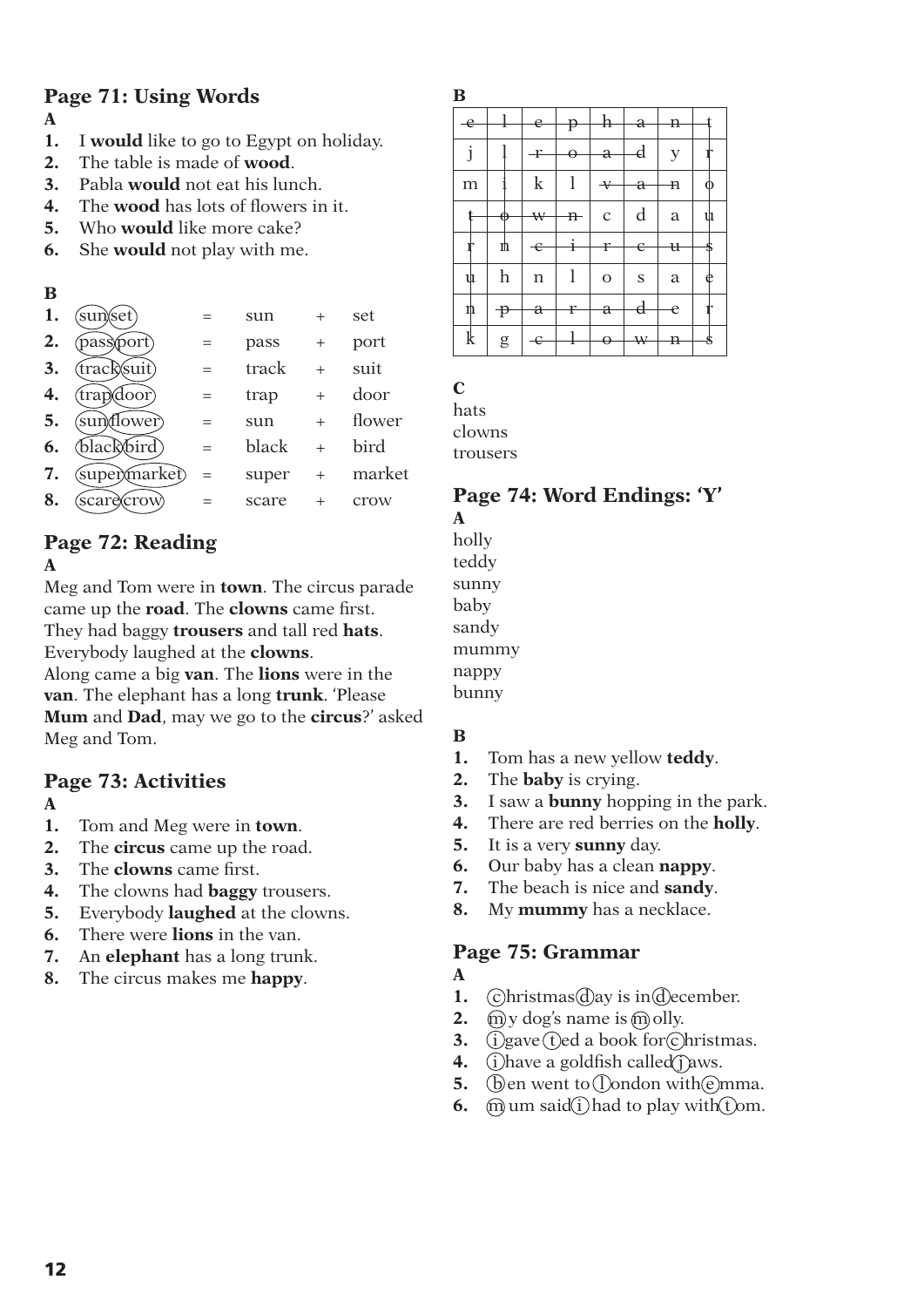## Page 71: Using Words

**A**

1. I **would** like to go to Egypt on holiday.
2. The table is made of **wood**.
3. Pabla **would** not eat his lunch.
4. The **wood** has lots of flowers in it.
5. Who **would** like more cake?
6. She **would** not play with me.

**B**

| | | | | | |
|---|---|---|---|---|---|
| 1. | (sun)(set) | = | sun | + | set |
| 2. | (pass)(port) | = | pass | + | port |
| 3. | (track)(suit) | = | track | + | suit |
| 4. | (trap)(door) | = | trap | + | door |
| 5. | (sun)(flower) | = | sun | + | flower |
| 6. | (black)(bird) | = | black | + | bird |
| 7. | (super)(market) | = | super | + | market |
| 8. | (scare)(crow) | = | scare | + | crow |

## Page 72: Reading

**A**

Meg and Tom were in **town**. The circus parade came up the **road**. The **clowns** came first. They had baggy **trousers** and tall red **hats**. Everybody laughed at the **clowns**. Along came a big **van**. The **lions** were in the **van**. The elephant has a long **trunk**. 'Please **Mum** and **Dad**, may we go to the **circus**?' asked Meg and Tom.

## Page 73: Activities

**A**

1. Tom and Meg were in **town**.
2. The **circus** came up the road.
3. The **clowns** came first.
4. The clowns had **baggy** trousers.
5. Everybody **laughed** at the clowns.
6. There were **lions** in the van.
7. An **elephant** has a long trunk.
8. The circus makes me **happy**.

**B**

| | | | | | | | |
|---|---|---|---|---|---|---|---|
| ~~e~~ | ~~l~~ | ~~e~~ | ~~p~~ | ~~h~~ | ~~a~~ | ~~n~~ | ~~t~~ |
| j | ~~l~~ | ~~r~~ | ~~o~~ | ~~a~~ | ~~d~~ | y | ~~r~~ |
| m | ~~i~~ | k | l | ~~v~~ | ~~a~~ | ~~n~~ | ~~o~~ |
| ~~t~~ | ~~o~~ | ~~w~~ | ~~n~~ | c | d | a | ~~u~~ |
| ~~r~~ | ~~n~~ | ~~c~~ | ~~i~~ | ~~r~~ | ~~c~~ | ~~u~~ | ~~s~~ |
| ~~u~~ | h | n | l | o | s | a | ~~e~~ |
| ~~n~~ | ~~p~~ | ~~a~~ | ~~r~~ | ~~a~~ | ~~d~~ | ~~e~~ | ~~r~~ |
| ~~k~~ | g | ~~c~~ | ~~l~~ | ~~o~~ | ~~w~~ | ~~n~~ | ~~s~~ |

**C**

hats
clowns
trousers

## Page 74: Word Endings: 'Y'

**A**

holly
teddy
sunny
baby
sandy
mummy
nappy
bunny

**B**

1. Tom has a new yellow **teddy**.
2. The **baby** is crying.
3. I saw a **bunny** hopping in the park.
4. There are red berries on the **holly**.
5. It is a very **sunny** day.
6. Our baby has a clean **nappy**.
7. The beach is nice and **sandy**.
8. My **mummy** has a necklace.

## Page 75: Grammar

**A**

1. (c)hristmas (d)ay is in (d)ecember.
2. (m)y dog's name is (m)olly.
3. (i) gave (t)ed a book for (c)hristmas.
4. (i) have a goldfish called (j)aws.
5. (b)en went to (l)ondon with (e)mma.
6. (m)um said (i) had to play with (t)om.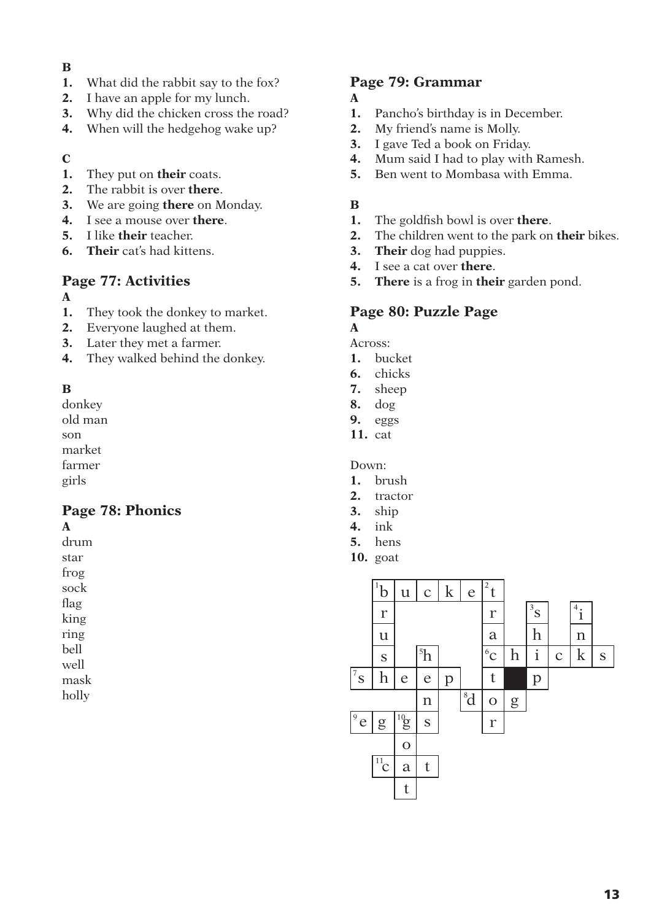**B**

1. What did the rabbit say to the fox?
2. I have an apple for my lunch.
3. Why did the chicken cross the road?
4. When will the hedgehog wake up?

**C**

1. They put on **their** coats.
2. The rabbit is over **there**.
3. We are going **there** on Monday.
4. I see a mouse over **there**.
5. I like **their** teacher.
6. **Their** cat's had kittens.

## Page 77: Activities

**A**

1. They took the donkey to market.
2. Everyone laughed at them.
3. Later they met a farmer.
4. They walked behind the donkey.

**B**

donkey
old man
son
market
farmer
girls

## Page 78: Phonics

**A**

drum
star
frog
sock
flag
king
ring
bell
well
mask
holly

## Page 79: Grammar

**A**

1. Pancho's birthday is in December.
2. My friend's name is Molly.
3. I gave Ted a book on Friday.
4. Mum said I had to play with Ramesh.
5. Ben went to Mombasa with Emma.

**B**

1. The goldfish bowl is over **there**.
2. The children went to the park on **their** bikes.
3. **Their** dog had puppies.
4. I see a cat over **there**.
5. **There** is a frog in **their** garden pond.

## Page 80: Puzzle Page

**A**

Across:

1. bucket
6. chicks
7. sheep
8. dog
9. eggs
11. cat

Down:

1. brush
2. tractor
3. ship
4. ink
5. hens
10. goat

| | | | | | | | | | | | |
|---|---|---|---|---|---|---|---|---|---|---|---|
| | 1 b | u | c | k | e | 2 t | | | | | |
| | r | | | | | r | | 3 s | | 4 i | |
| | u | | | | | a | | h | | n | |
| | s | | 5 h | | | 6 c | h | i | c | k | s |
| 7 s | h | e | e | p | | t | ■ | p | | | |
| | | | n | | 8 d | o | g | | | | |
| 9 e | g | 10 g | s | | | r | | | | | |
| | | o | | | | | | | | | |
| | 11 c | a | t | | | | | | | | |
| | | t | | | | | | | | | |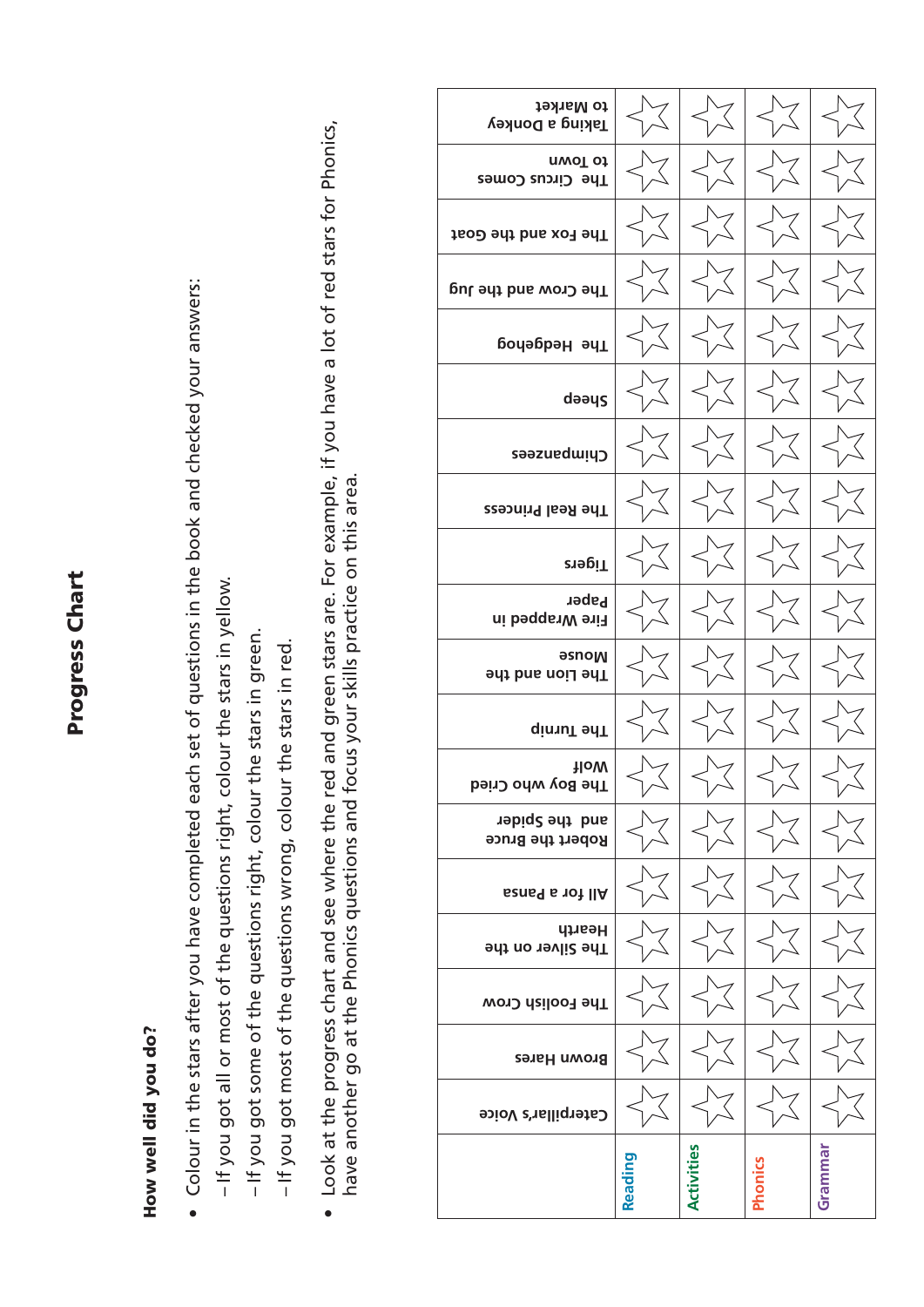# Progress Chart

**How well did you do?**

- Colour in the stars after you have completed each set of questions in the book and checked your answers:
  - If you got all or most of the questions right, colour the stars in yellow.
  - If you got some of the questions right, colour the stars in green.
  - If you got most of the questions wrong, colour the stars in red.
- Look at the progress chart and see where the red and green stars are. For example, if you have a lot of red stars for Phonics, have another go at the Phonics questions and focus your skills practice on this area.

| | Reading | Activities | Phonics | Grammar |
|---|---|---|---|---|
| Caterpillar's Voice | ☆ | ☆ | ☆ | ☆ |
| Brown Hares | ☆ | ☆ | ☆ | ☆ |
| The Foolish Crow | ☆ | ☆ | ☆ | ☆ |
| The Silver on the Hearth | ☆ | ☆ | ☆ | ☆ |
| All for a Pansa | ☆ | ☆ | ☆ | ☆ |
| Robert the Bruce and the Spider | ☆ | ☆ | ☆ | ☆ |
| The Boy who Cried Wolf | ☆ | ☆ | ☆ | ☆ |
| The Turnip | ☆ | ☆ | ☆ | ☆ |
| The Lion and the Mouse | ☆ | ☆ | ☆ | ☆ |
| Fire Wrapped in Paper | ☆ | ☆ | ☆ | ☆ |
| Tigers | ☆ | ☆ | ☆ | ☆ |
| The Real Princess | ☆ | ☆ | ☆ | ☆ |
| Chimpanzees | ☆ | ☆ | ☆ | ☆ |
| Sheep | ☆ | ☆ | ☆ | ☆ |
| The Hedgehog | ☆ | ☆ | ☆ | ☆ |
| The Crow and the Jug | ☆ | ☆ | ☆ | ☆ |
| The Fox and the Goat | ☆ | ☆ | ☆ | ☆ |
| The Circus Comes to Town | ☆ | ☆ | ☆ | ☆ |
| Taking a Donkey to Market | ☆ | ☆ | ☆ | ☆ |